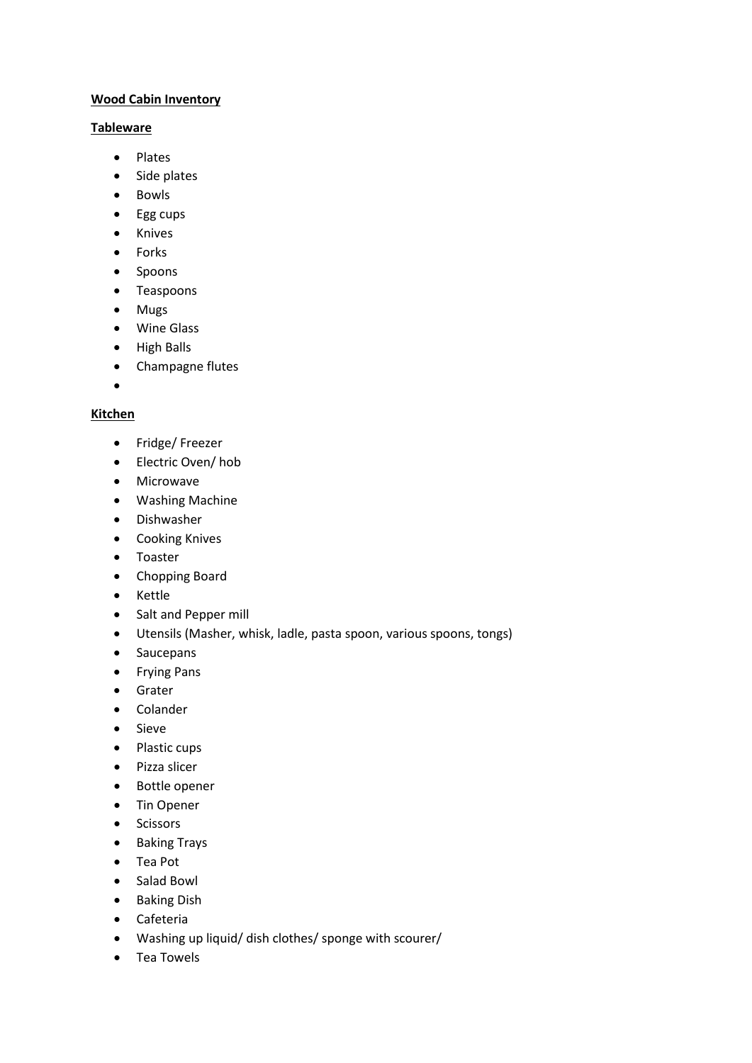**Wood Cabin Inventory**

**Tableware**

- Plates
- Side plates
- Bowls
- Egg cups
- Knives
- Forks
- Spoons
- Teaspoons
- Mugs
- Wine Glass
- High Balls
- Champagne flutes
-

**Kitchen**

- Fridge/ Freezer
- Electric Oven/ hob
- Microwave
- Washing Machine
- Dishwasher
- Cooking Knives
- Toaster
- Chopping Board
- Kettle
- Salt and Pepper mill
- Utensils (Masher, whisk, ladle, pasta spoon, various spoons, tongs)
- Saucepans
- Frying Pans
- Grater
- Colander
- Sieve
- Plastic cups
- Pizza slicer
- Bottle opener
- Tin Opener
- Scissors
- Baking Trays
- Tea Pot
- Salad Bowl
- Baking Dish
- Cafeteria
- Washing up liquid/ dish clothes/ sponge with scourer/
- Tea Towels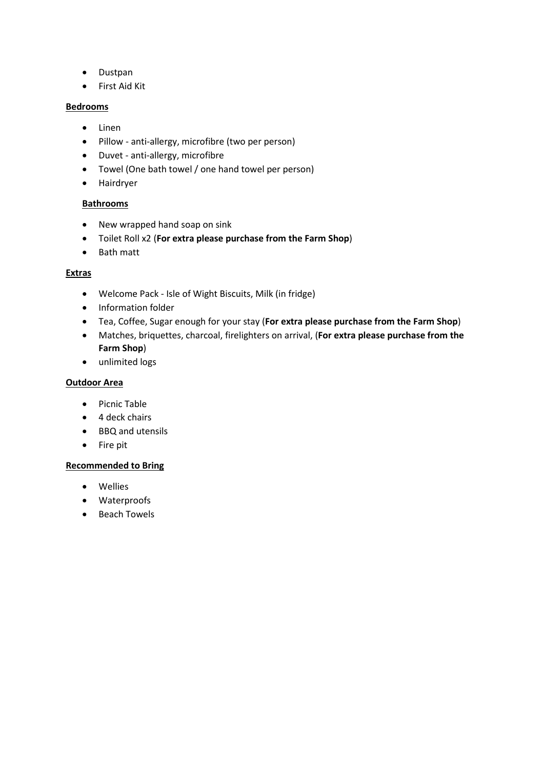- Dustpan
- First Aid Kit

**Bedrooms**

- Linen
- Pillow - anti-allergy, microfibre (two per person)
- Duvet - anti-allergy, microfibre
- Towel (One bath towel / one hand towel per person)
- Hairdryer

**Bathrooms**

- New wrapped hand soap on sink
- Toilet Roll x2 (**For extra please purchase from the Farm Shop**)
- Bath matt

**Extras**

- Welcome Pack - Isle of Wight Biscuits, Milk (in fridge)
- Information folder
- Tea, Coffee, Sugar enough for your stay (**For extra please purchase from the Farm Shop**)
- Matches, briquettes, charcoal, firelighters on arrival, (**For extra please purchase from the Farm Shop**)
- unlimited logs

**Outdoor Area**

- Picnic Table
- 4 deck chairs
- BBQ and utensils
- Fire pit

**Recommended to Bring**

- Wellies
- Waterproofs
- Beach Towels